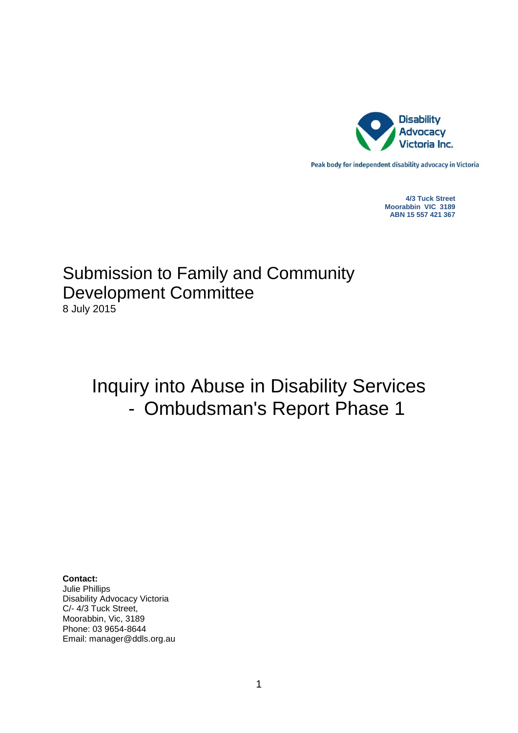Disability Advocacy Victoria Inc.

Peak body for independent disability advocacy in Victoria

**4/3 Tuck Street**
**Moorabbin VIC 3189**
**ABN 15 557 421 367**

# Submission to Family and Community Development Committee

8 July 2015

# Inquiry into Abuse in Disability Services - Ombudsman's Report Phase 1

**Contact:**
Julie Phillips
Disability Advocacy Victoria
C/- 4/3 Tuck Street,
Moorabbin, Vic, 3189
Phone: 03 9654-8644
Email: manager@ddls.org.au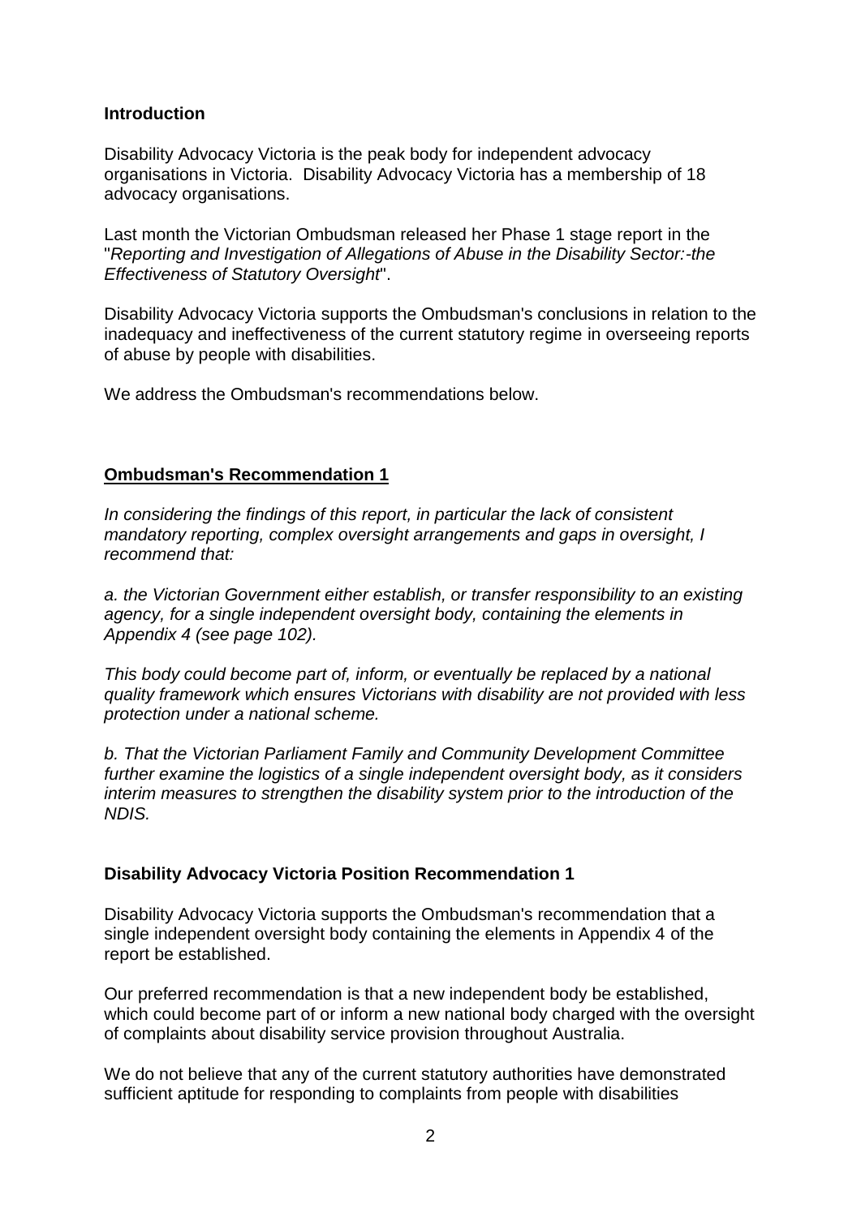## Introduction

Disability Advocacy Victoria is the peak body for independent advocacy organisations in Victoria. Disability Advocacy Victoria has a membership of 18 advocacy organisations.

Last month the Victorian Ombudsman released her Phase 1 stage report in the "*Reporting and Investigation of Allegations of Abuse in the Disability Sector:-the Effectiveness of Statutory Oversight*".

Disability Advocacy Victoria supports the Ombudsman's conclusions in relation to the inadequacy and ineffectiveness of the current statutory regime in overseeing reports of abuse by people with disabilities.

We address the Ombudsman's recommendations below.

### <u>Ombudsman's Recommendation 1</u>

*In considering the findings of this report, in particular the lack of consistent mandatory reporting, complex oversight arrangements and gaps in oversight, I recommend that:*

*a. the Victorian Government either establish, or transfer responsibility to an existing agency, for a single independent oversight body, containing the elements in Appendix 4 (see page 102).*

*This body could become part of, inform, or eventually be replaced by a national quality framework which ensures Victorians with disability are not provided with less protection under a national scheme.*

*b. That the Victorian Parliament Family and Community Development Committee further examine the logistics of a single independent oversight body, as it considers interim measures to strengthen the disability system prior to the introduction of the NDIS.*

### Disability Advocacy Victoria Position Recommendation 1

Disability Advocacy Victoria supports the Ombudsman's recommendation that a single independent oversight body containing the elements in Appendix 4 of the report be established.

Our preferred recommendation is that a new independent body be established, which could become part of or inform a new national body charged with the oversight of complaints about disability service provision throughout Australia.

We do not believe that any of the current statutory authorities have demonstrated sufficient aptitude for responding to complaints from people with disabilities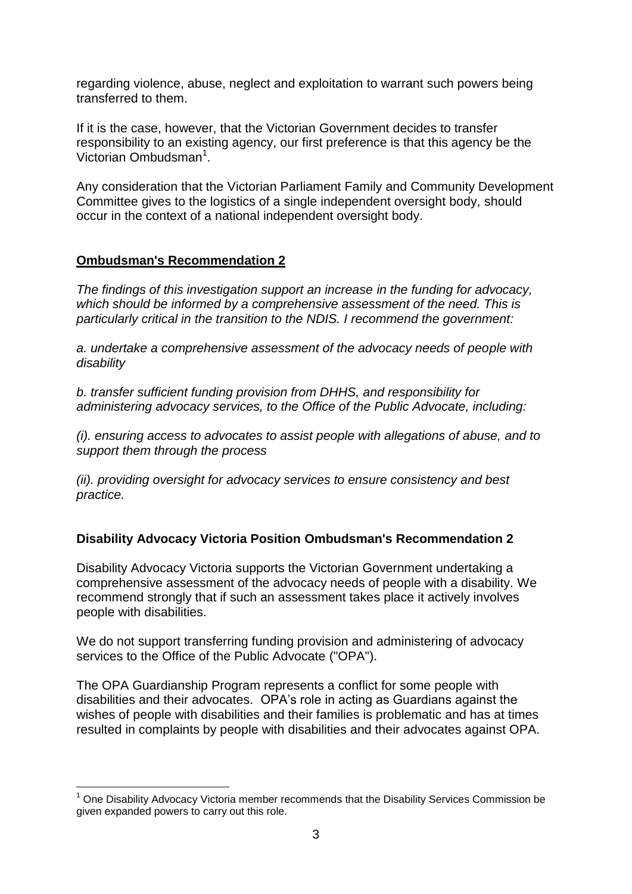regarding violence, abuse, neglect and exploitation to warrant such powers being transferred to them.

If it is the case, however, that the Victorian Government decides to transfer responsibility to an existing agency, our first preference is that this agency be the Victorian Ombudsman[1].

Any consideration that the Victorian Parliament Family and Community Development Committee gives to the logistics of a single independent oversight body, should occur in the context of a national independent oversight body.

## **Ombudsman's Recommendation 2**

*The findings of this investigation support an increase in the funding for advocacy, which should be informed by a comprehensive assessment of the need. This is particularly critical in the transition to the NDIS. I recommend the government:*

*a. undertake a comprehensive assessment of the advocacy needs of people with disability*

*b. transfer sufficient funding provision from DHHS, and responsibility for administering advocacy services, to the Office of the Public Advocate, including:*

*(i). ensuring access to advocates to assist people with allegations of abuse, and to support them through the process*

*(ii). providing oversight for advocacy services to ensure consistency and best practice.*

## **Disability Advocacy Victoria Position Ombudsman's Recommendation 2**

Disability Advocacy Victoria supports the Victorian Government undertaking a comprehensive assessment of the advocacy needs of people with a disability. We recommend strongly that if such an assessment takes place it actively involves people with disabilities.

We do not support transferring funding provision and administering of advocacy services to the Office of the Public Advocate ("OPA").

The OPA Guardianship Program represents a conflict for some people with disabilities and their advocates. OPA's role in acting as Guardians against the wishes of people with disabilities and their families is problematic and has at times resulted in complaints by people with disabilities and their advocates against OPA.

---

[1] One Disability Advocacy Victoria member recommends that the Disability Services Commission be given expanded powers to carry out this role.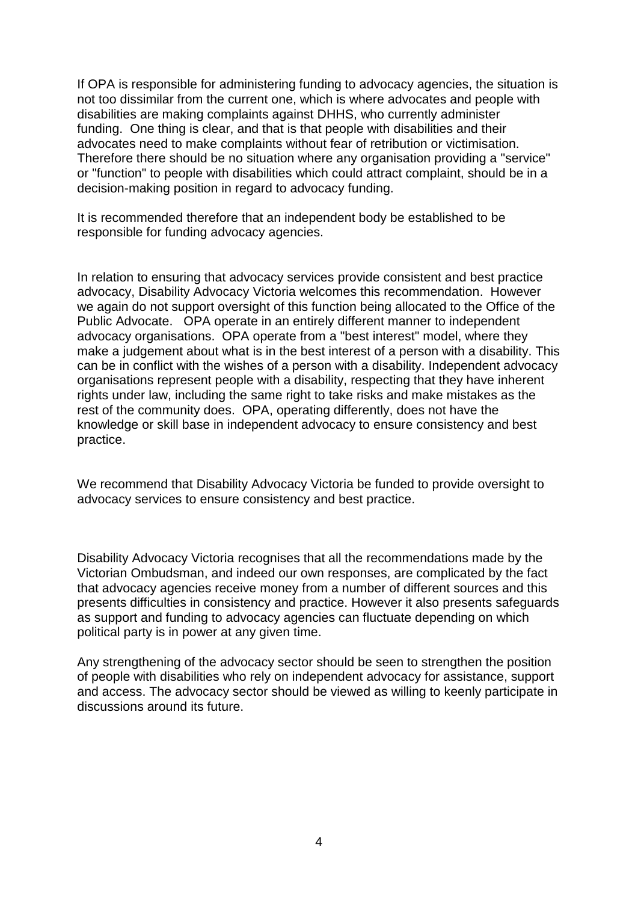If OPA is responsible for administering funding to advocacy agencies, the situation is not too dissimilar from the current one, which is where advocates and people with disabilities are making complaints against DHHS, who currently administer funding. One thing is clear, and that is that people with disabilities and their advocates need to make complaints without fear of retribution or victimisation. Therefore there should be no situation where any organisation providing a "service" or "function" to people with disabilities which could attract complaint, should be in a decision-making position in regard to advocacy funding.

It is recommended therefore that an independent body be established to be responsible for funding advocacy agencies.

In relation to ensuring that advocacy services provide consistent and best practice advocacy, Disability Advocacy Victoria welcomes this recommendation. However we again do not support oversight of this function being allocated to the Office of the Public Advocate. OPA operate in an entirely different manner to independent advocacy organisations. OPA operate from a "best interest" model, where they make a judgement about what is in the best interest of a person with a disability. This can be in conflict with the wishes of a person with a disability. Independent advocacy organisations represent people with a disability, respecting that they have inherent rights under law, including the same right to take risks and make mistakes as the rest of the community does. OPA, operating differently, does not have the knowledge or skill base in independent advocacy to ensure consistency and best practice.

We recommend that Disability Advocacy Victoria be funded to provide oversight to advocacy services to ensure consistency and best practice.

Disability Advocacy Victoria recognises that all the recommendations made by the Victorian Ombudsman, and indeed our own responses, are complicated by the fact that advocacy agencies receive money from a number of different sources and this presents difficulties in consistency and practice. However it also presents safeguards as support and funding to advocacy agencies can fluctuate depending on which political party is in power at any given time.

Any strengthening of the advocacy sector should be seen to strengthen the position of people with disabilities who rely on independent advocacy for assistance, support and access. The advocacy sector should be viewed as willing to keenly participate in discussions around its future.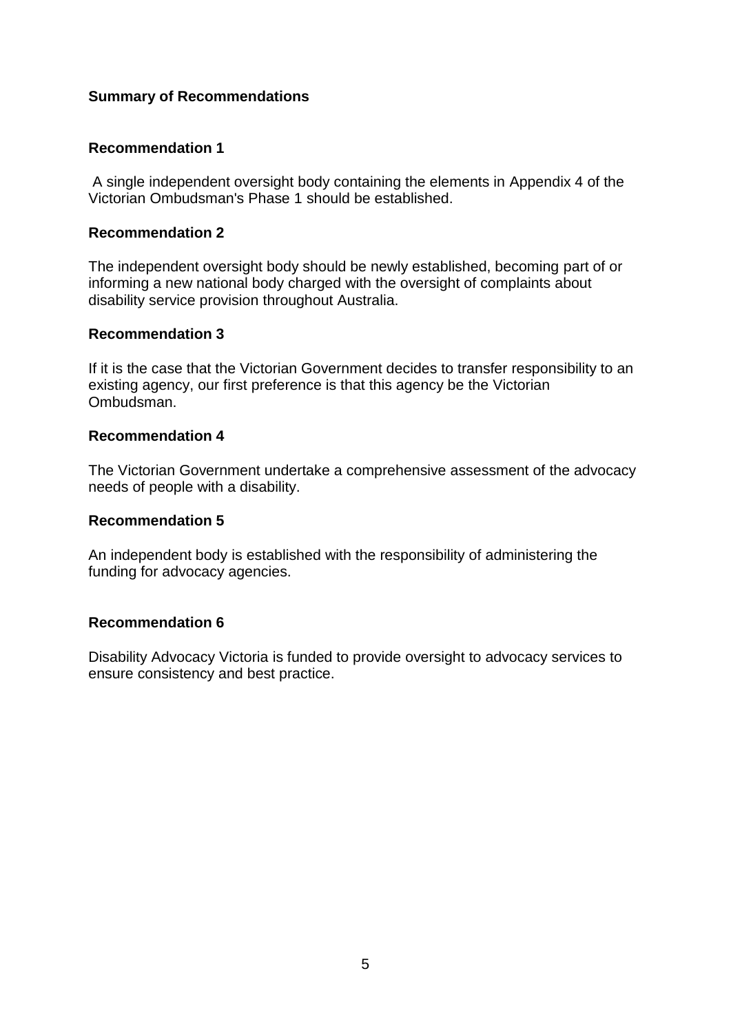**Summary of Recommendations**

**Recommendation 1**

A single independent oversight body containing the elements in Appendix 4 of the Victorian Ombudsman's Phase 1 should be established.

**Recommendation 2**

The independent oversight body should be newly established, becoming part of or informing a new national body charged with the oversight of complaints about disability service provision throughout Australia.

**Recommendation 3**

If it is the case that the Victorian Government decides to transfer responsibility to an existing agency, our first preference is that this agency be the Victorian Ombudsman.

**Recommendation 4**

The Victorian Government undertake a comprehensive assessment of the advocacy needs of people with a disability.

**Recommendation 5**

An independent body is established with the responsibility of administering the funding for advocacy agencies.

**Recommendation 6**

Disability Advocacy Victoria is funded to provide oversight to advocacy services to ensure consistency and best practice.